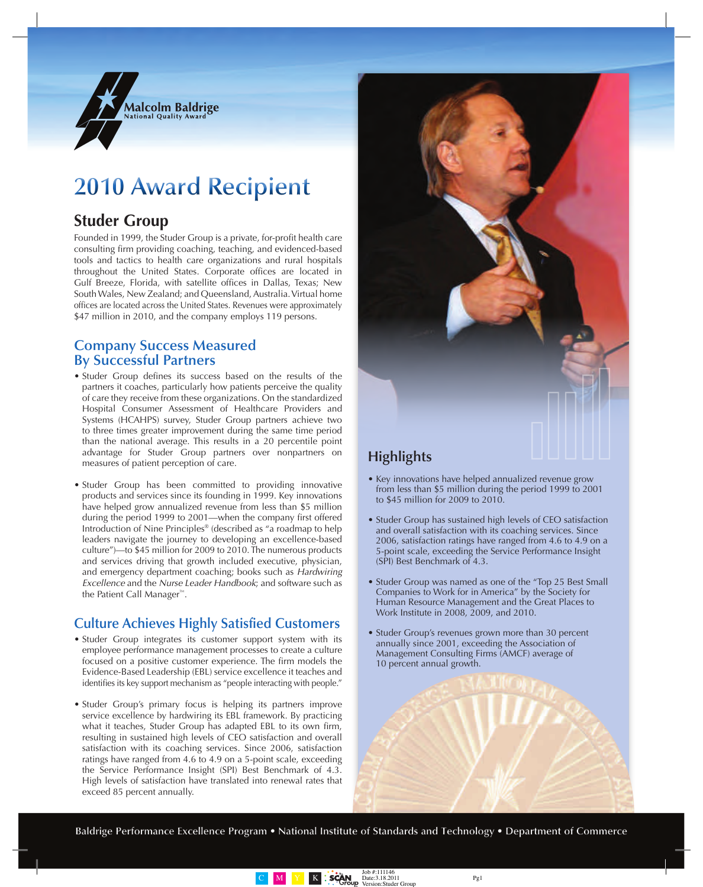Malcolm Baldrige
National Quality Award

# 2010 Award Recipient

## Studer Group

Founded in 1999, the Studer Group is a private, for-profit health care consulting firm providing coaching, teaching, and evidenced-based tools and tactics to health care organizations and rural hospitals throughout the United States. Corporate offices are located in Gulf Breeze, Florida, with satellite offices in Dallas, Texas; New South Wales, New Zealand; and Queensland, Australia. Virtual home offices are located across the United States. Revenues were approximately $47 million in 2010, and the company employs 119 persons.

### Company Success Measured By Successful Partners

- Studer Group defines its success based on the results of the partners it coaches, particularly how patients perceive the quality of care they receive from these organizations. On the standardized Hospital Consumer Assessment of Healthcare Providers and Systems (HCAHPS) survey, Studer Group partners achieve two to three times greater improvement during the same time period than the national average. This results in a 20 percentile point advantage for Studer Group partners over nonpartners on measures of patient perception of care.

- Studer Group has been committed to providing innovative products and services since its founding in 1999. Key innovations have helped grow annualized revenue from less than $5 million during the period 1999 to 2001—when the company first offered Introduction of Nine Principles® (described as "a roadmap to help leaders navigate the journey to developing an excellence-based culture")—to $45 million for 2009 to 2010. The numerous products and services driving that growth included executive, physician, and emergency department coaching; books such as *Hardwiring Excellence* and the *Nurse Leader Handbook*; and software such as the Patient Call Manager℠.

### Culture Achieves Highly Satisfied Customers

- Studer Group integrates its customer support system with its employee performance management processes to create a culture focused on a positive customer experience. The firm models the Evidence-Based Leadership (EBL) service excellence it teaches and identifies its key support mechanism as "people interacting with people."

- Studer Group's primary focus is helping its partners improve service excellence by hardwiring its EBL framework. By practicing what it teaches, Studer Group has adapted EBL to its own firm, resulting in sustained high levels of CEO satisfaction and overall satisfaction with its coaching services. Since 2006, satisfaction ratings have ranged from 4.6 to 4.9 on a 5-point scale, exceeding the Service Performance Insight (SPI) Best Benchmark of 4.3. High levels of satisfaction have translated into renewal rates that exceed 85 percent annually.

### Highlights

- Key innovations have helped annualized revenue grow from less than $5 million during the period 1999 to 2001 to $45 million for 2009 to 2010.

- Studer Group has sustained high levels of CEO satisfaction and overall satisfaction with its coaching services. Since 2006, satisfaction ratings have ranged from 4.6 to 4.9 on a 5-point scale, exceeding the Service Performance Insight (SPI) Best Benchmark of 4.3.

- Studer Group was named as one of the "Top 25 Best Small Companies to Work for in America" by the Society for Human Resource Management and the Great Places to Work Institute in 2008, 2009, and 2010.

- Studer Group's revenues grown more than 30 percent annually since 2001, exceeding the Association of Management Consulting Firms (AMCF) average of 10 percent annual growth.

Baldrige Performance Excellence Program • National Institute of Standards and Technology • Department of Commerce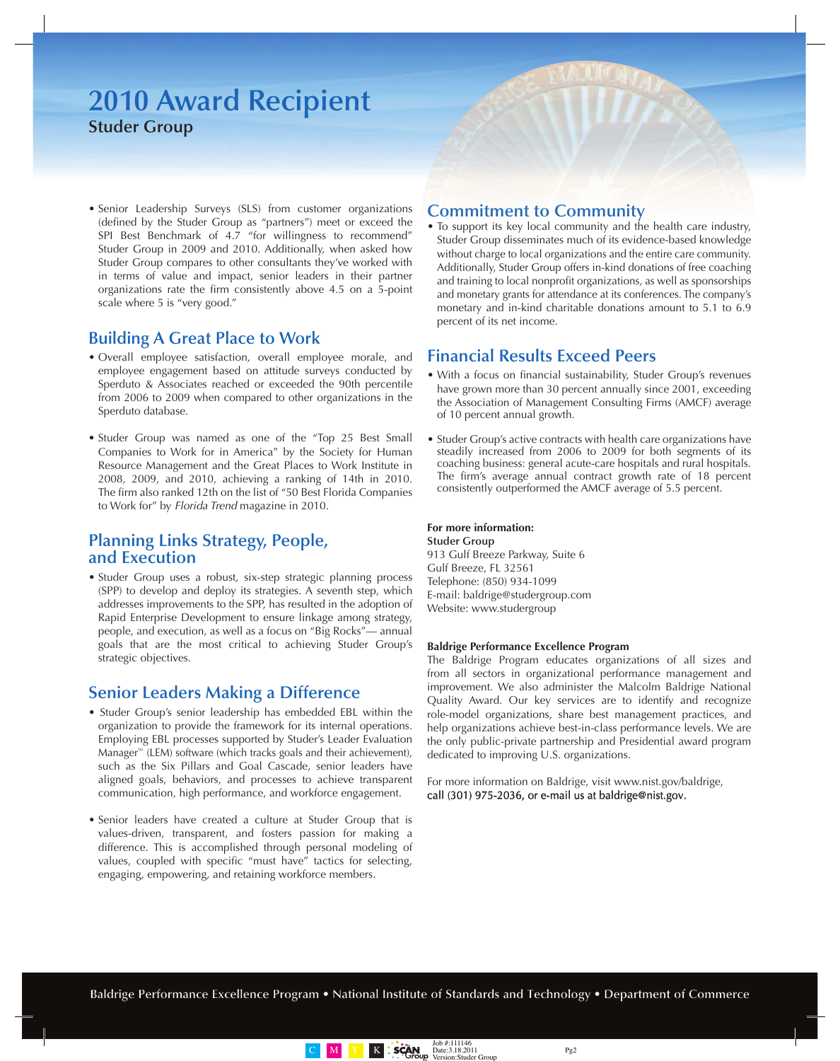# 2010 Award Recipient

**Studer Group**

- Senior Leadership Surveys (SLS) from customer organizations (defined by the Studer Group as "partners") meet or exceed the SPI Best Benchmark of 4.7 "for willingness to recommend" Studer Group in 2009 and 2010. Additionally, when asked how Studer Group compares to other consultants they've worked with in terms of value and impact, senior leaders in their partner organizations rate the firm consistently above 4.5 on a 5-point scale where 5 is "very good."

## Building A Great Place to Work

- Overall employee satisfaction, overall employee morale, and employee engagement based on attitude surveys conducted by Sperduto & Associates reached or exceeded the 90th percentile from 2006 to 2009 when compared to other organizations in the Sperduto database.
- Studer Group was named as one of the "Top 25 Best Small Companies to Work for in America" by the Society for Human Resource Management and the Great Places to Work Institute in 2008, 2009, and 2010, achieving a ranking of 14th in 2010. The firm also ranked 12th on the list of "50 Best Florida Companies to Work for" by *Florida Trend* magazine in 2010.

## Planning Links Strategy, People, and Execution

- Studer Group uses a robust, six-step strategic planning process (SPP) to develop and deploy its strategies. A seventh step, which addresses improvements to the SPP, has resulted in the adoption of Rapid Enterprise Development to ensure linkage among strategy, people, and execution, as well as a focus on "Big Rocks"— annual goals that are the most critical to achieving Studer Group's strategic objectives.

## Senior Leaders Making a Difference

- Studer Group's senior leadership has embedded EBL within the organization to provide the framework for its internal operations. Employing EBL processes supported by Studer's Leader Evaluation Manager™ (LEM) software (which tracks goals and their achievement), such as the Six Pillars and Goal Cascade, senior leaders have aligned goals, behaviors, and processes to achieve transparent communication, high performance, and workforce engagement.
- Senior leaders have created a culture at Studer Group that is values-driven, transparent, and fosters passion for making a difference. This is accomplished through personal modeling of values, coupled with specific "must have" tactics for selecting, engaging, empowering, and retaining workforce members.

## Commitment to Community

- To support its key local community and the health care industry, Studer Group disseminates much of its evidence-based knowledge without charge to local organizations and the entire care community. Additionally, Studer Group offers in-kind donations of free coaching and training to local nonprofit organizations, as well as sponsorships and monetary grants for attendance at its conferences. The company's monetary and in-kind charitable donations amount to 5.1 to 6.9 percent of its net income.

## Financial Results Exceed Peers

- With a focus on financial sustainability, Studer Group's revenues have grown more than 30 percent annually since 2001, exceeding the Association of Management Consulting Firms (AMCF) average of 10 percent annual growth.
- Studer Group's active contracts with health care organizations have steadily increased from 2006 to 2009 for both segments of its coaching business: general acute-care hospitals and rural hospitals. The firm's average annual contract growth rate of 18 percent consistently outperformed the AMCF average of 5.5 percent.

**For more information:**
**Studer Group**
913 Gulf Breeze Parkway, Suite 6
Gulf Breeze, FL 32561
Telephone: (850) 934-1099
E-mail: baldrige@studergroup.com
Website: www.studergroup

**Baldrige Performance Excellence Program**

The Baldrige Program educates organizations of all sizes and from all sectors in organizational performance management and improvement. We also administer the Malcolm Baldrige National Quality Award. Our key services are to identify and recognize role-model organizations, share best management practices, and help organizations achieve best-in-class performance levels. We are the only public-private partnership and Presidential award program dedicated to improving U.S. organizations.

For more information on Baldrige, visit www.nist.gov/baldrige, call (301) 975-2036, or e-mail us at baldrige@nist.gov.

Baldrige Performance Excellence Program • National Institute of Standards and Technology • Department of Commerce